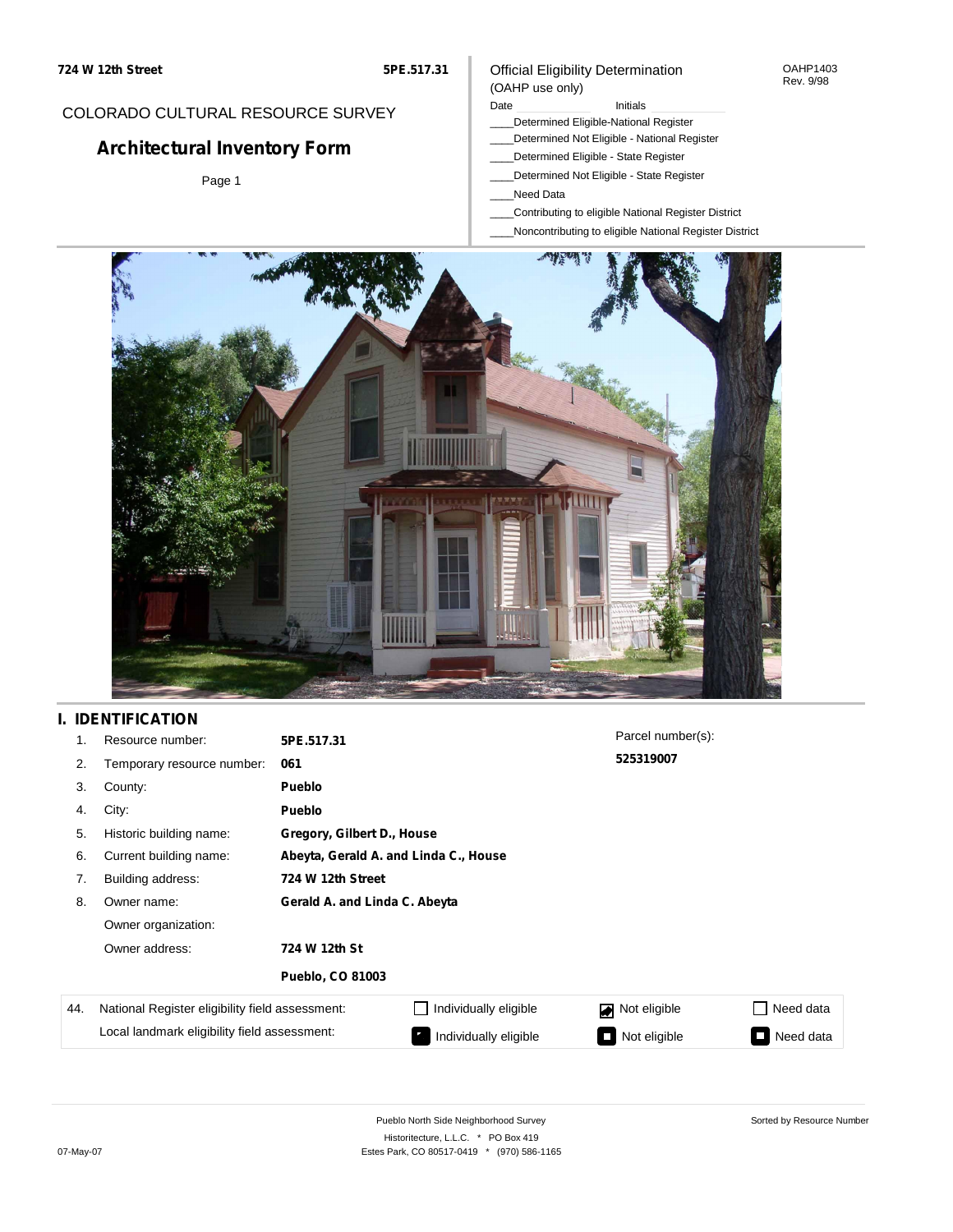724 W 12th Street    5PE.517.31

COLORADO CULTURAL RESOURCE SURVEY

# Architectural Inventory Form

Official Eligibility Determination
(OAHP use only)

OAHP1403
Rev. 9/98

Date ____________ Initials ____________

____Determined Eligible-National Register
____Determined Not Eligible - National Register
____Determined Eligible - State Register
____Determined Not Eligible - State Register
____Need Data
____Contributing to eligible National Register District
____Noncontributing to eligible National Register District

## I. IDENTIFICATION

| | | | |
|---|---|---|---|
| 1. | Resource number: | **5PE.517.31** | |
| 2. | Temporary resource number: | **061** | |
| 3. | County: | **Pueblo** | |
| 4. | City: | **Pueblo** | |
| 5. | Historic building name: | **Gregory, Gilbert D., House** | |
| 6. | Current building name: | **Abeyta, Gerald A. and Linda C., House** | |
| 7. | Building address: | **724 W 12th Street** | |
| 8. | Owner name: | **Gerald A. and Linda C. Abeyta** | |
| | Owner organization: | | |
| | Owner address: | **724 W 12th St** | |
| | | **Pueblo, CO 81003** | |

Parcel number(s):
**525319007**

| 44. | | | | |
|---|---|---|---|---|
| National Register eligibility field assessment: | ☐ Individually eligible | ☑ Not eligible | ☐ Need data |
| Local landmark eligibility field assessment: | ☐ Individually eligible | ☐ Not eligible | ☐ Need data |

Pueblo North Side Neighborhood Survey
Historitecture, L.L.C. * PO Box 419
Estes Park, CO 80517-0419 * (970) 586-1165

Sorted by Resource Number

07-May-07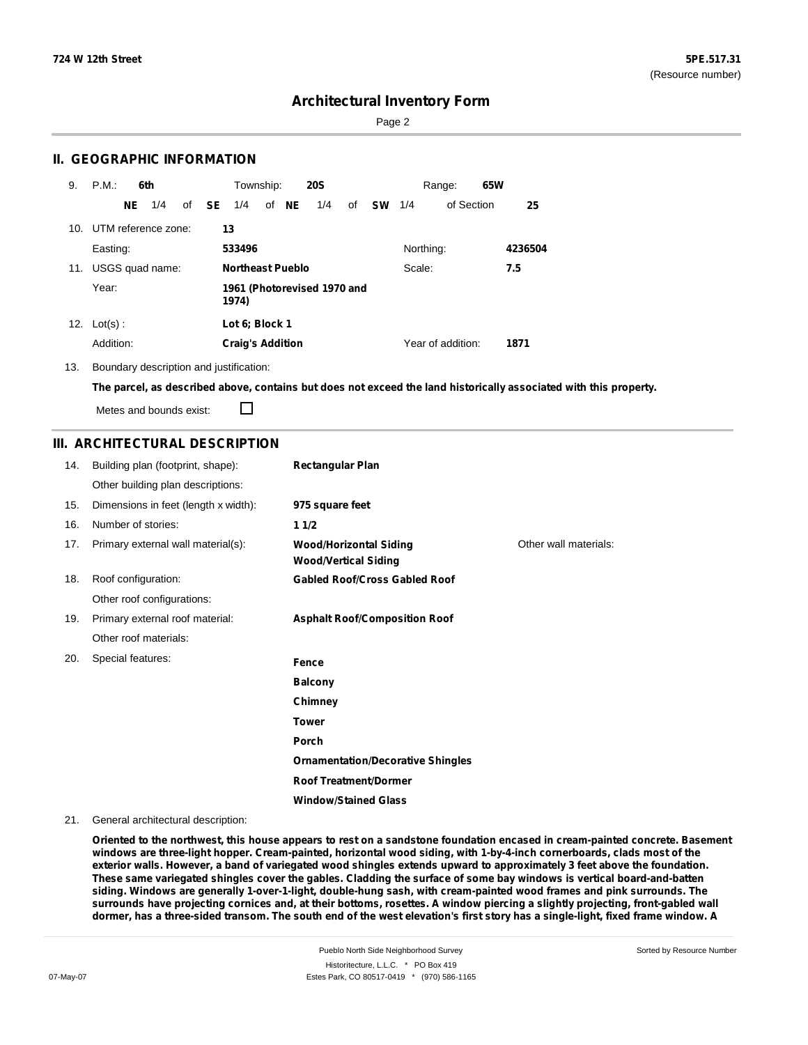# Architectural Inventory Form

## II. GEOGRAPHIC INFORMATION

9. P.M.: **6th** Township: **20S** Range: **65W**

**NE** 1/4 of **SE** 1/4 of **NE** 1/4 of **SW** 1/4 of Section **25**

10. UTM reference zone: **13**

Easting: **533496** Northing: **4236504**

11. USGS quad name: **Northeast Pueblo** Scale: **7.5**

Year: **1961 (Photorevised 1970 and 1974)**

12. Lot(s) : **Lot 6; Block 1**

Addition: **Craig's Addition** Year of addition: **1871**

13. Boundary description and justification:

**The parcel, as described above, contains but does not exceed the land historically associated with this property.**

Metes and bounds exist: ☐

## III. ARCHITECTURAL DESCRIPTION

14. Building plan (footprint, shape): **Rectangular Plan**

Other building plan descriptions:

15. Dimensions in feet (length x width): **975 square feet**

16. Number of stories: **1 1/2**

17. Primary external wall material(s): **Wood/Horizontal Siding** **Wood/Vertical Siding** Other wall materials:

18. Roof configuration: **Gabled Roof/Cross Gabled Roof**

Other roof configurations:

19. Primary external roof material: **Asphalt Roof/Composition Roof**

Other roof materials:

20. Special features:

**Fence**
**Balcony**
**Chimney**
**Tower**
**Porch**
**Ornamentation/Decorative Shingles**
**Roof Treatment/Dormer**
**Window/Stained Glass**

21. General architectural description:

**Oriented to the northwest, this house appears to rest on a sandstone foundation encased in cream-painted concrete. Basement windows are three-light hopper. Cream-painted, horizontal wood siding, with 1-by-4-inch cornerboards, clads most of the exterior walls. However, a band of variegated wood shingles extends upward to approximately 3 feet above the foundation. These same variegated shingles cover the gables. Cladding the surface of some bay windows is vertical board-and-batten siding. Windows are generally 1-over-1-light, double-hung sash, with cream-painted wood frames and pink surrounds. The surrounds have projecting cornices and, at their bottoms, rosettes. A window piercing a slightly projecting, front-gabled wall dormer, has a three-sided transom. The south end of the west elevation's first story has a single-light, fixed frame window. A**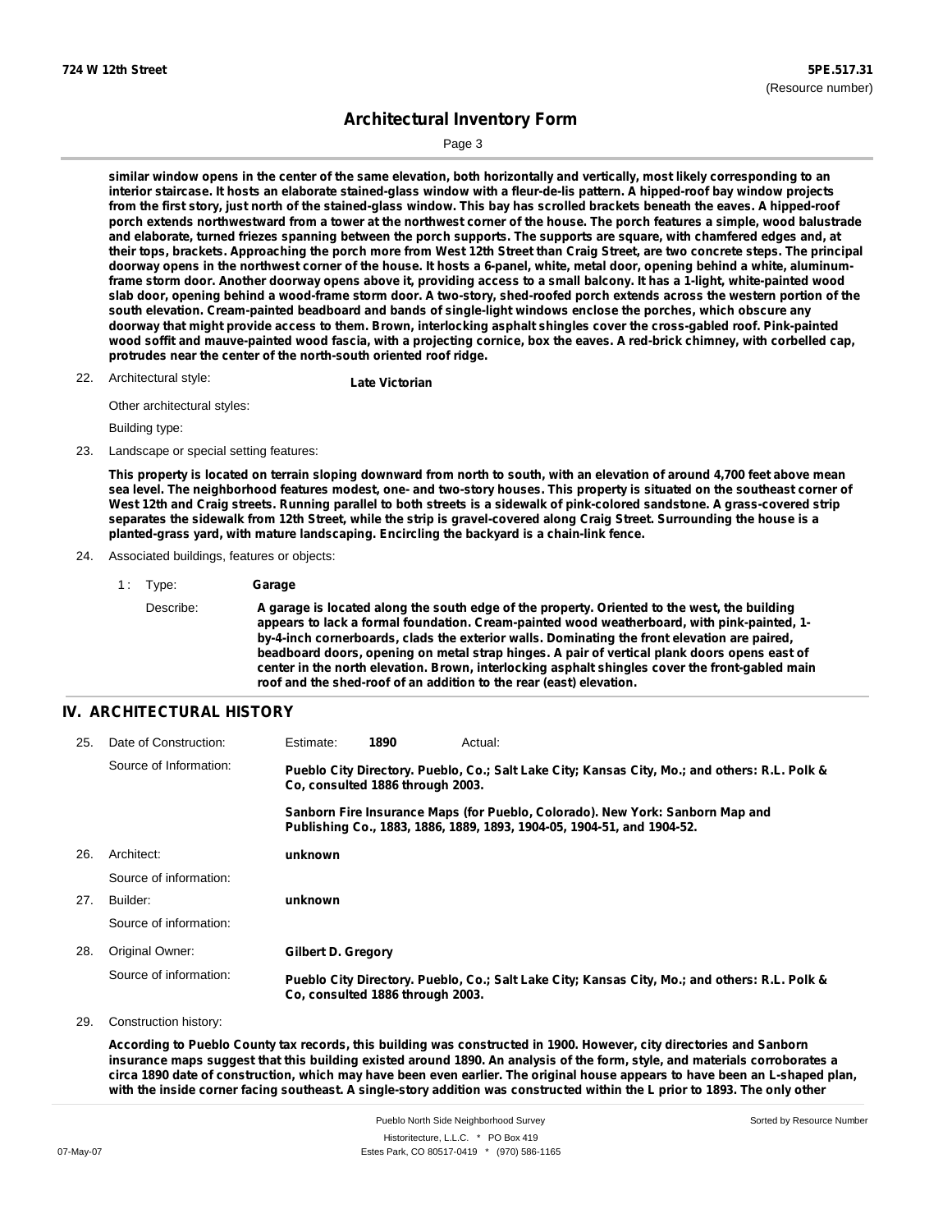**similar window opens in the center of the same elevation, both horizontally and vertically, most likely corresponding to an interior staircase. It hosts an elaborate stained-glass window with a fleur-de-lis pattern. A hipped-roof bay window projects from the first story, just north of the stained-glass window. This bay has scrolled brackets beneath the eaves. A hipped-roof porch extends northwestward from a tower at the northwest corner of the house. The porch features a simple, wood balustrade and elaborate, turned friezes spanning between the porch supports. The supports are square, with chamfered edges and, at their tops, brackets. Approaching the porch more from West 12th Street than Craig Street, are two concrete steps. The principal doorway opens in the northwest corner of the house. It hosts a 6-panel, white, metal door, opening behind a white, aluminum-frame storm door. Another doorway opens above it, providing access to a small balcony. It has a 1-light, white-painted wood slab door, opening behind a wood-frame storm door. A two-story, shed-roofed porch extends across the western portion of the south elevation. Cream-painted beadboard and bands of single-light windows enclose the porches, which obscure any doorway that might provide access to them. Brown, interlocking asphalt shingles cover the cross-gabled roof. Pink-painted wood soffit and mauve-painted wood fascia, with a projecting cornice, box the eaves. A red-brick chimney, with corbelled cap, protrudes near the center of the north-south oriented roof ridge.**

22. Architectural style: **Late Victorian**

 Other architectural styles:

 Building type:

23. Landscape or special setting features:

 **This property is located on terrain sloping downward from north to south, with an elevation of around 4,700 feet above mean sea level. The neighborhood features modest, one- and two-story houses. This property is situated on the southeast corner of West 12th and Craig streets. Running parallel to both streets is a sidewalk of pink-colored sandstone. A grass-covered strip separates the sidewalk from 12th Street, while the strip is gravel-covered along Craig Street. Surrounding the house is a planted-grass yard, with mature landscaping. Encircling the backyard is a chain-link fence.**

24. Associated buildings, features or objects:

 1 : Type: **Garage**

 Describe: **A garage is located along the south edge of the property. Oriented to the west, the building appears to lack a formal foundation. Cream-painted wood weatherboard, with pink-painted, 1-by-4-inch cornerboards, clads the exterior walls. Dominating the front elevation are paired, beadboard doors, opening on metal strap hinges. A pair of vertical plank doors opens east of center in the north elevation. Brown, interlocking asphalt shingles cover the front-gabled main roof and the shed-roof of an addition to the rear (east) elevation.**

## IV. ARCHITECTURAL HISTORY

25. Date of Construction: Estimate: **1890** Actual:

 Source of Information: **Pueblo City Directory. Pueblo, Co.; Salt Lake City; Kansas City, Mo.; and others: R.L. Polk & Co, consulted 1886 through 2003.**

 **Sanborn Fire Insurance Maps (for Pueblo, Colorado). New York: Sanborn Map and Publishing Co., 1883, 1886, 1889, 1893, 1904-05, 1904-51, and 1904-52.**

26. Architect: **unknown**

 Source of information:

27. Builder: **unknown**

 Source of information:

28. Original Owner: **Gilbert D. Gregory**

 Source of information: **Pueblo City Directory. Pueblo, Co.; Salt Lake City; Kansas City, Mo.; and others: R.L. Polk & Co, consulted 1886 through 2003.**

29. Construction history:

 **According to Pueblo County tax records, this building was constructed in 1900. However, city directories and Sanborn insurance maps suggest that this building existed around 1890. An analysis of the form, style, and materials corroborates a circa 1890 date of construction, which may have been even earlier. The original house appears to have been an L-shaped plan, with the inside corner facing southeast. A single-story addition was constructed within the L prior to 1893. The only other**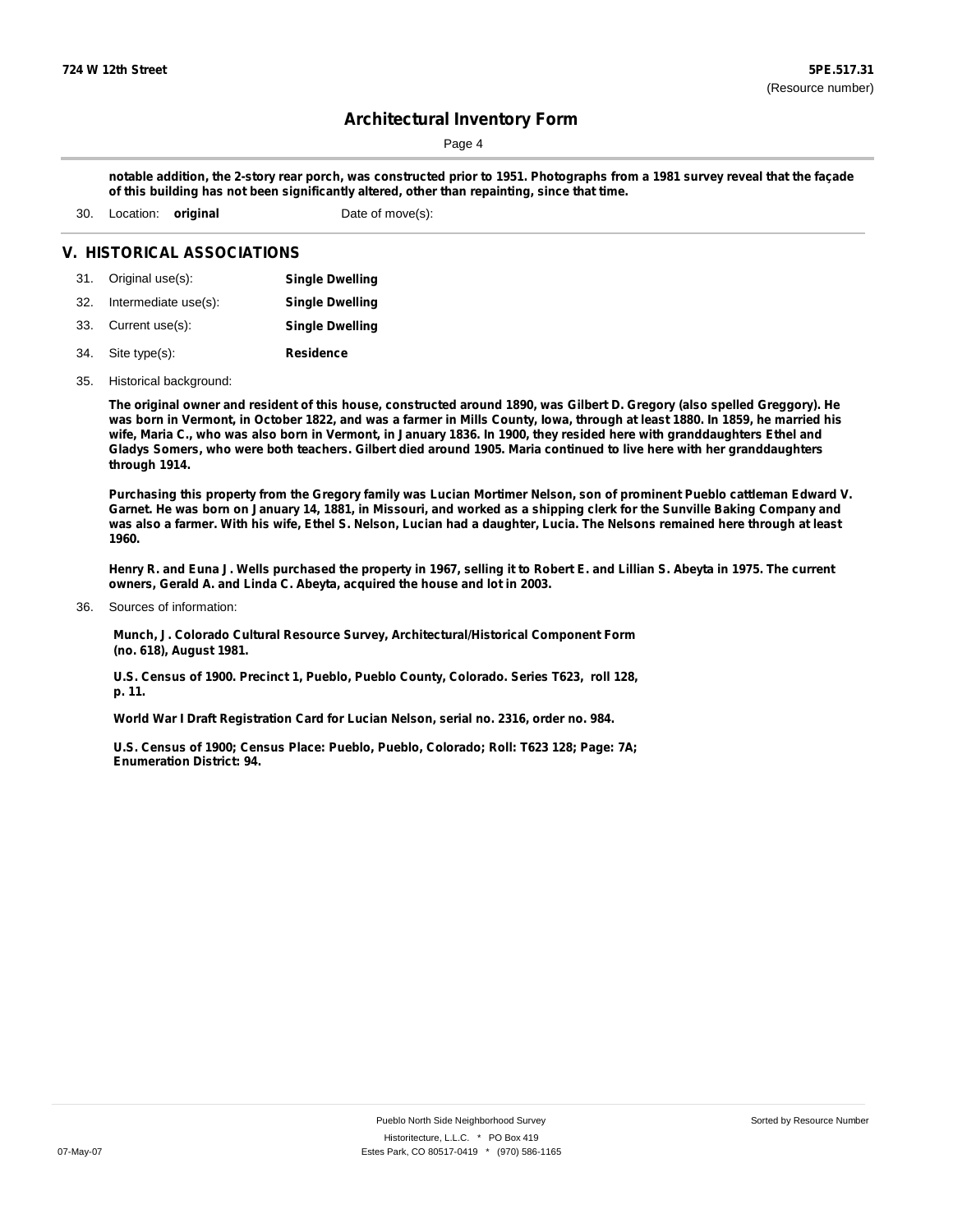**notable addition, the 2-story rear porch, was constructed prior to 1951. Photographs from a 1981 survey reveal that the façade of this building has not been significantly altered, other than repainting, since that time.**

30. Location: **original** Date of move(s):

## V. HISTORICAL ASSOCIATIONS

31. Original use(s): **Single Dwelling**
32. Intermediate use(s): **Single Dwelling**
33. Current use(s): **Single Dwelling**
34. Site type(s): **Residence**
35. Historical background:

**The original owner and resident of this house, constructed around 1890, was Gilbert D. Gregory (also spelled Greggory). He was born in Vermont, in October 1822, and was a farmer in Mills County, Iowa, through at least 1880. In 1859, he married his wife, Maria C., who was also born in Vermont, in January 1836. In 1900, they resided here with granddaughters Ethel and Gladys Somers, who were both teachers. Gilbert died around 1905. Maria continued to live here with her granddaughters through 1914.**

**Purchasing this property from the Gregory family was Lucian Mortimer Nelson, son of prominent Pueblo cattleman Edward V. Garnet. He was born on January 14, 1881, in Missouri, and worked as a shipping clerk for the Sunville Baking Company and was also a farmer. With his wife, Ethel S. Nelson, Lucian had a daughter, Lucia. The Nelsons remained here through at least 1960.**

**Henry R. and Euna J. Wells purchased the property in 1967, selling it to Robert E. and Lillian S. Abeyta in 1975. The current owners, Gerald A. and Linda C. Abeyta, acquired the house and lot in 2003.**

36. Sources of information:

**Munch, J. Colorado Cultural Resource Survey, Architectural/Historical Component Form (no. 618), August 1981.**

**U.S. Census of 1900. Precinct 1, Pueblo, Pueblo County, Colorado. Series T623, roll 128, p. 11.**

**World War I Draft Registration Card for Lucian Nelson, serial no. 2316, order no. 984.**

**U.S. Census of 1900; Census Place: Pueblo, Pueblo, Colorado; Roll: T623 128; Page: 7A; Enumeration District: 94.**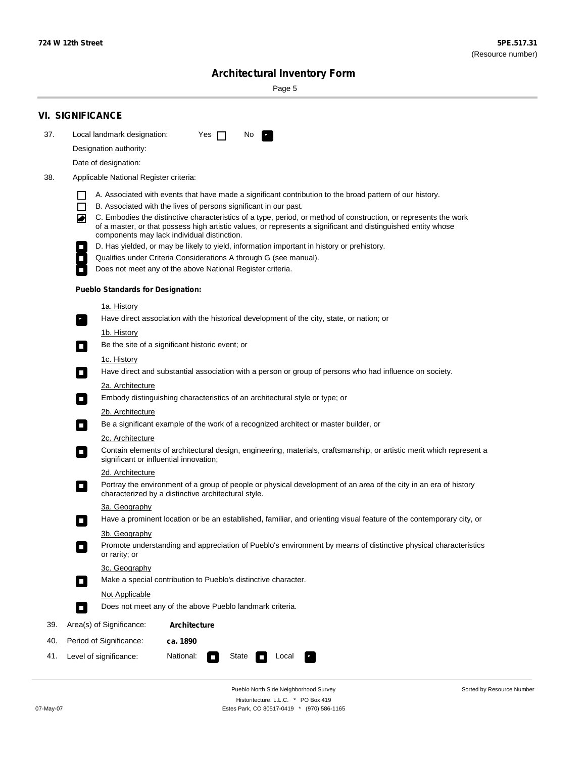# Architectural Inventory Form

## VI. SIGNIFICANCE

37. Local landmark designation: Yes ☐ No ☑

Designation authority:

Date of designation:

38. Applicable National Register criteria:

- ☐ A. Associated with events that have made a significant contribution to the broad pattern of our history.
- ☐ B. Associated with the lives of persons significant in our past.
- ☑ C. Embodies the distinctive characteristics of a type, period, or method of construction, or represents the work of a master, or that possess high artistic values, or represents a significant and distinguished entity whose components may lack individual distinction.
- ☐ D. Has yielded, or may be likely to yield, information important in history or prehistory.
- ☐ Qualifies under Criteria Considerations A through G (see manual).
- ☐ Does not meet any of the above National Register criteria.

**Pueblo Standards for Designation:**

1a. History
- ☑ Have direct association with the historical development of the city, state, or nation; or

1b. History
- ☐ Be the site of a significant historic event; or

1c. History
- ☐ Have direct and substantial association with a person or group of persons who had influence on society.

2a. Architecture
- ☐ Embody distinguishing characteristics of an architectural style or type; or

2b. Architecture
- ☐ Be a significant example of the work of a recognized architect or master builder, or

2c. Architecture
- ☐ Contain elements of architectural design, engineering, materials, craftsmanship, or artistic merit which represent a significant or influential innovation;

2d. Architecture
- ☐ Portray the environment of a group of people or physical development of an area of the city in an era of history characterized by a distinctive architectural style.

3a. Geography
- ☐ Have a prominent location or be an established, familiar, and orienting visual feature of the contemporary city, or

3b. Geography
- ☐ Promote understanding and appreciation of Pueblo's environment by means of distinctive physical characteristics or rarity; or

3c. Geography
- ☐ Make a special contribution to Pueblo's distinctive character.

Not Applicable
- ☐ Does not meet any of the above Pueblo landmark criteria.

39. Area(s) of Significance: **Architecture**

40. Period of Significance: **ca. 1890**

41. Level of significance: National: ☐ State ☐ Local ☑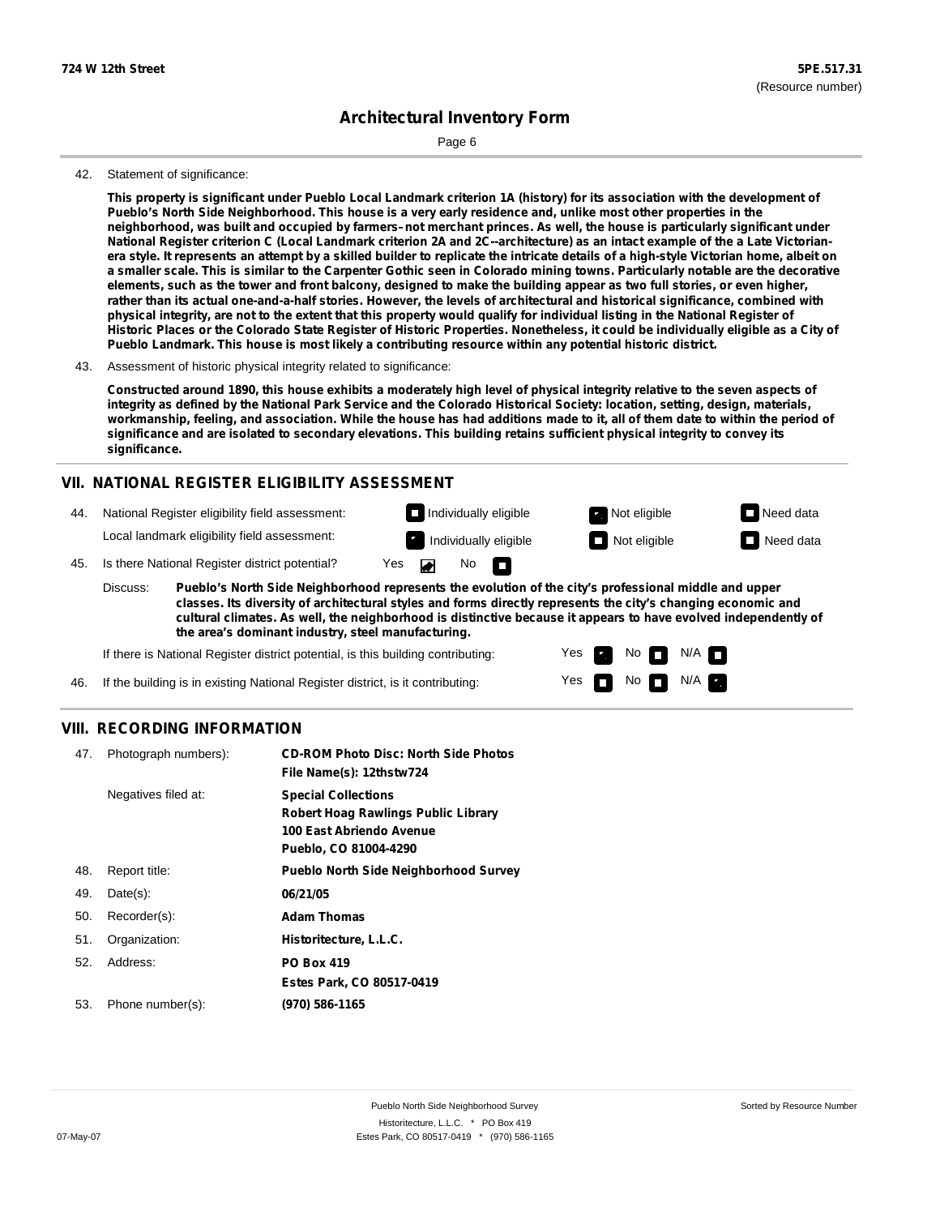42. Statement of significance:

**This property is significant under Pueblo Local Landmark criterion 1A (history) for its association with the development of Pueblo's North Side Neighborhood. This house is a very early residence and, unlike most other properties in the neighborhood, was built and occupied by farmers– not merchant princes. As well, the house is particularly significant under National Register criterion C (Local Landmark criterion 2A and 2C--architecture) as an intact example of the a Late Victorian-era style. It represents an attempt by a skilled builder to replicate the intricate details of a high-style Victorian home, albeit on a smaller scale. This is similar to the Carpenter Gothic seen in Colorado mining towns. Particularly notable are the decorative elements, such as the tower and front balcony, designed to make the building appear as two full stories, or even higher, rather than its actual one-and-a-half stories. However, the levels of architectural and historical significance, combined with physical integrity, are not to the extent that this property would qualify for individual listing in the National Register of Historic Places or the Colorado State Register of Historic Properties. Nonetheless, it could be individually eligible as a City of Pueblo Landmark. This house is most likely a contributing resource within any potential historic district.**

43. Assessment of historic physical integrity related to significance:

**Constructed around 1890, this house exhibits a moderately high level of physical integrity relative to the seven aspects of integrity as defined by the National Park Service and the Colorado Historical Society: location, setting, design, materials, workmanship, feeling, and association. While the house has had additions made to it, all of them date to within the period of significance and are isolated to secondary elevations. This building retains sufficient physical integrity to convey its significance.**

## VII. NATIONAL REGISTER ELIGIBILITY ASSESSMENT

44. National Register eligibility field assessment: Individually eligible [ ] Not eligible [X] Need data [ ]

Local landmark eligibility field assessment: Individually eligible [X] Not eligible [ ] Need data [ ]

45. Is there National Register district potential? Yes [X] No [ ]

Discuss: **Pueblo's North Side Neighborhood represents the evolution of the city's professional middle and upper classes. Its diversity of architectural styles and forms directly represents the city's changing economic and cultural climates. As well, the neighborhood is distinctive because it appears to have evolved independently of the area's dominant industry, steel manufacturing.**

If there is National Register district potential, is this building contributing: Yes [X] No [ ] N/A [ ]

46. If the building is in existing National Register district, is it contributing: Yes [ ] No [ ] N/A [X]

## VIII. RECORDING INFORMATION

| | | |
|---|---|---|
| 47. | Photograph numbers): | **CD-ROM Photo Disc: North Side Photos**<br>**File Name(s): 12thstw724** |
| | Negatives filed at: | **Special Collections**<br>**Robert Hoag Rawlings Public Library**<br>**100 East Abriendo Avenue**<br>**Pueblo, CO 81004-4290** |
| 48. | Report title: | **Pueblo North Side Neighborhood Survey** |
| 49. | Date(s): | **06/21/05** |
| 50. | Recorder(s): | **Adam Thomas** |
| 51. | Organization: | **Historitecture, L.L.C.** |
| 52. | Address: | **PO Box 419**<br>**Estes Park, CO 80517-0419** |
| 53. | Phone number(s): | **(970) 586-1165** |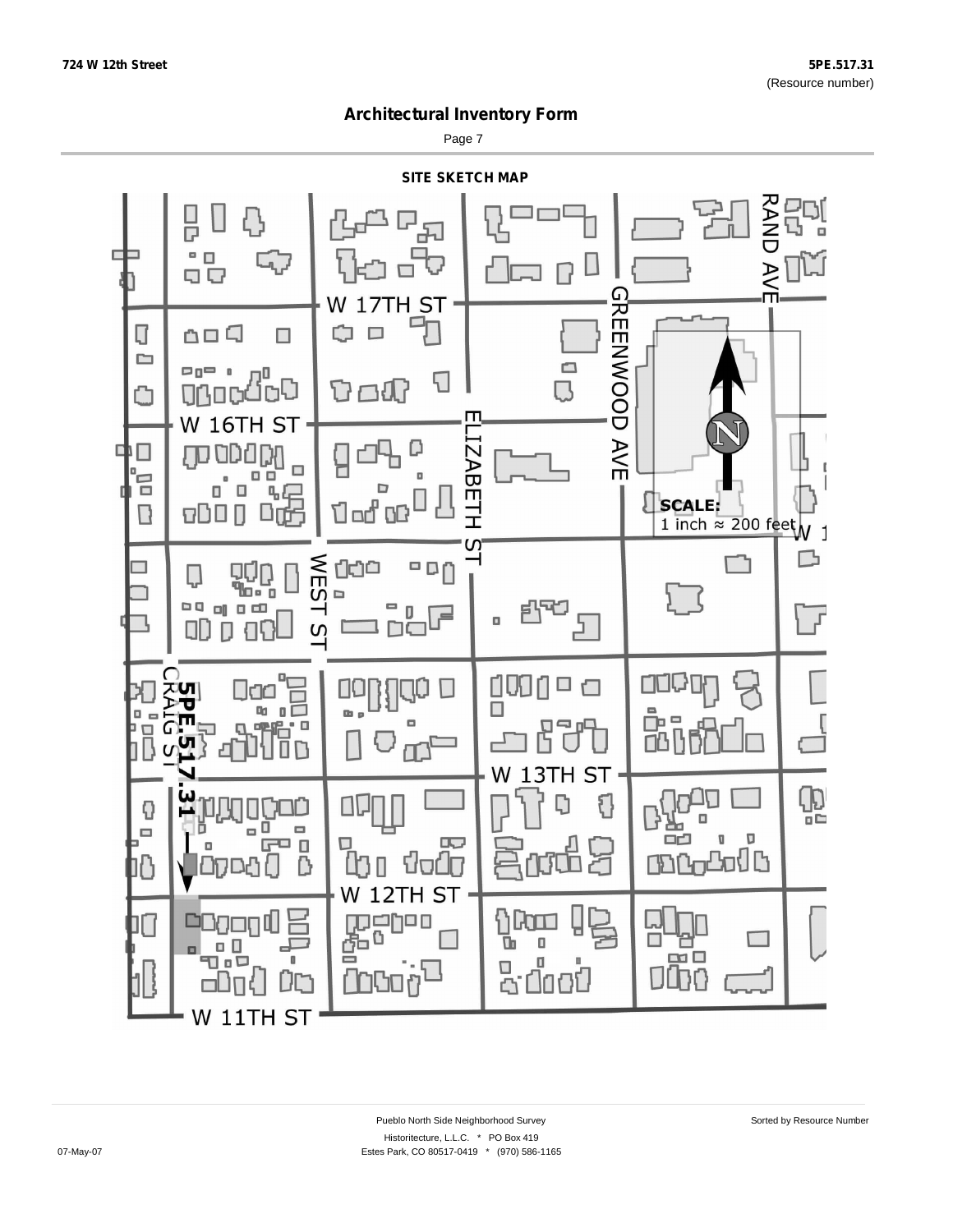# Architectural Inventory Form

## SITE SKETCH MAP

W 17TH ST

W 16TH ST

W 13TH ST

W 12TH ST

W 11TH ST

RAND AVE

GREENWOOD AVE

ELIZABETH ST

WEST ST

CRAIG ST

5PE.517.31

**SCALE:**
1 inch ≈ 200 feet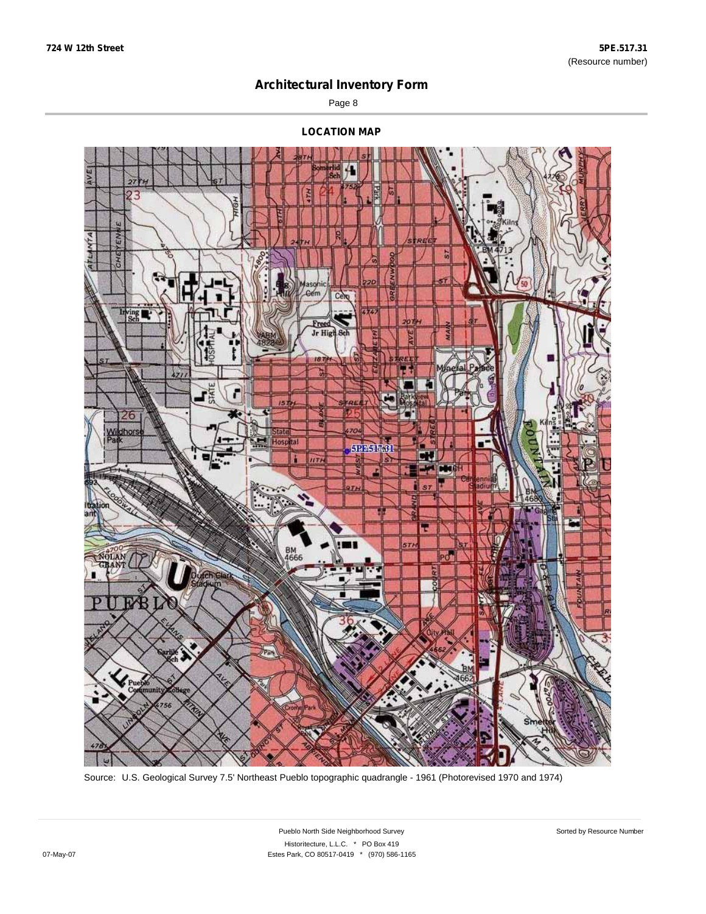## LOCATION MAP

Source: U.S. Geological Survey 7.5' Northeast Pueblo topographic quadrangle - 1961 (Photorevised 1970 and 1974)